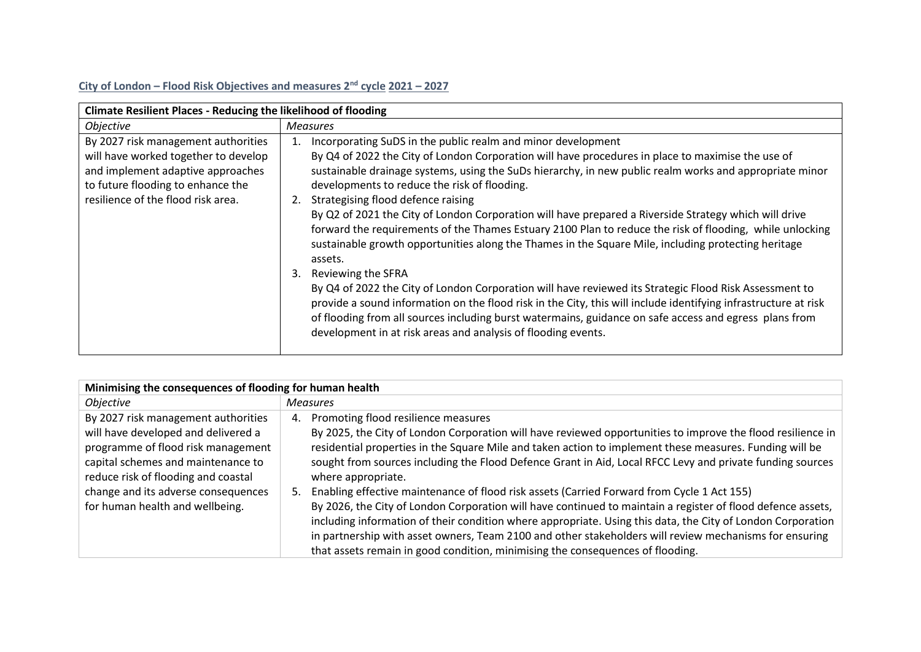## City of London – Flood Risk Objectives and measures 2nd cycle 2021 – 2027

| **Climate Resilient Places - Reducing the likelihood of flooding** | |
|---|---|
| *Objective* | *Measures* |
| By 2027 risk management authorities will have worked together to develop and implement adaptive approaches to future flooding to enhance the resilience of the flood risk area. | 1. Incorporating SuDS in the public realm and minor development<br>By Q4 of 2022 the City of London Corporation will have procedures in place to maximise the use of sustainable drainage systems, using the SuDs hierarchy, in new public realm works and appropriate minor developments to reduce the risk of flooding.<br>2. Strategising flood defence raising<br>By Q2 of 2021 the City of London Corporation will have prepared a Riverside Strategy which will drive forward the requirements of the Thames Estuary 2100 Plan to reduce the risk of flooding, while unlocking sustainable growth opportunities along the Thames in the Square Mile, including protecting heritage assets.<br>3. Reviewing the SFRA<br>By Q4 of 2022 the City of London Corporation will have reviewed its Strategic Flood Risk Assessment to provide a sound information on the flood risk in the City, this will include identifying infrastructure at risk of flooding from all sources including burst watermains, guidance on safe access and egress plans from development in at risk areas and analysis of flooding events. |

| **Minimising the consequences of flooding for human health** | |
|---|---|
| *Objective* | *Measures* |
| By 2027 risk management authorities will have developed and delivered a programme of flood risk management capital schemes and maintenance to reduce risk of flooding and coastal change and its adverse consequences for human health and wellbeing. | 4. Promoting flood resilience measures<br>By 2025, the City of London Corporation will have reviewed opportunities to improve the flood resilience in residential properties in the Square Mile and taken action to implement these measures. Funding will be sought from sources including the Flood Defence Grant in Aid, Local RFCC Levy and private funding sources where appropriate.<br>5. Enabling effective maintenance of flood risk assets (Carried Forward from Cycle 1 Act 155)<br>By 2026, the City of London Corporation will have continued to maintain a register of flood defence assets, including information of their condition where appropriate. Using this data, the City of London Corporation in partnership with asset owners, Team 2100 and other stakeholders will review mechanisms for ensuring that assets remain in good condition, minimising the consequences of flooding. |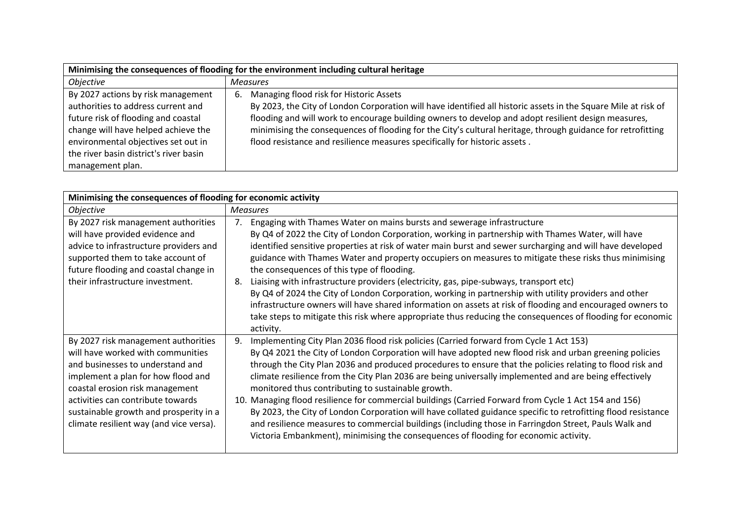| Minimising the consequences of flooding for the environment including cultural heritage | |
|---|---|
| *Objective* | *Measures* |
| By 2027 actions by risk management authorities to address current and future risk of flooding and coastal change will have helped achieve the environmental objectives set out in the river basin district's river basin management plan. | 6. Managing flood risk for Historic Assets<br>By 2023, the City of London Corporation will have identified all historic assets in the Square Mile at risk of flooding and will work to encourage building owners to develop and adopt resilient design measures, minimising the consequences of flooding for the City's cultural heritage, through guidance for retrofitting flood resistance and resilience measures specifically for historic assets . |

| Minimising the consequences of flooding for economic activity | |
|---|---|
| *Objective* | *Measures* |
| By 2027 risk management authorities will have provided evidence and advice to infrastructure providers and supported them to take account of future flooding and coastal change in their infrastructure investment. | 7. Engaging with Thames Water on mains bursts and sewerage infrastructure<br>By Q4 of 2022 the City of London Corporation, working in partnership with Thames Water, will have identified sensitive properties at risk of water main burst and sewer surcharging and will have developed guidance with Thames Water and property occupiers on measures to mitigate these risks thus minimising the consequences of this type of flooding.<br>8. Liaising with infrastructure providers (electricity, gas, pipe-subways, transport etc)<br>By Q4 of 2024 the City of London Corporation, working in partnership with utility providers and other infrastructure owners will have shared information on assets at risk of flooding and encouraged owners to take steps to mitigate this risk where appropriate thus reducing the consequences of flooding for economic activity. |
| By 2027 risk management authorities will have worked with communities and businesses to understand and implement a plan for how flood and coastal erosion risk management activities can contribute towards sustainable growth and prosperity in a climate resilient way (and vice versa). | 9. Implementing City Plan 2036 flood risk policies (Carried forward from Cycle 1 Act 153)<br>By Q4 2021 the City of London Corporation will have adopted new flood risk and urban greening policies through the City Plan 2036 and produced procedures to ensure that the policies relating to flood risk and climate resilience from the City Plan 2036 are being universally implemented and are being effectively monitored thus contributing to sustainable growth.<br>10. Managing flood resilience for commercial buildings (Carried Forward from Cycle 1 Act 154 and 156)<br>By 2023, the City of London Corporation will have collated guidance specific to retrofitting flood resistance and resilience measures to commercial buildings (including those in Farringdon Street, Pauls Walk and Victoria Embankment), minimising the consequences of flooding for economic activity. |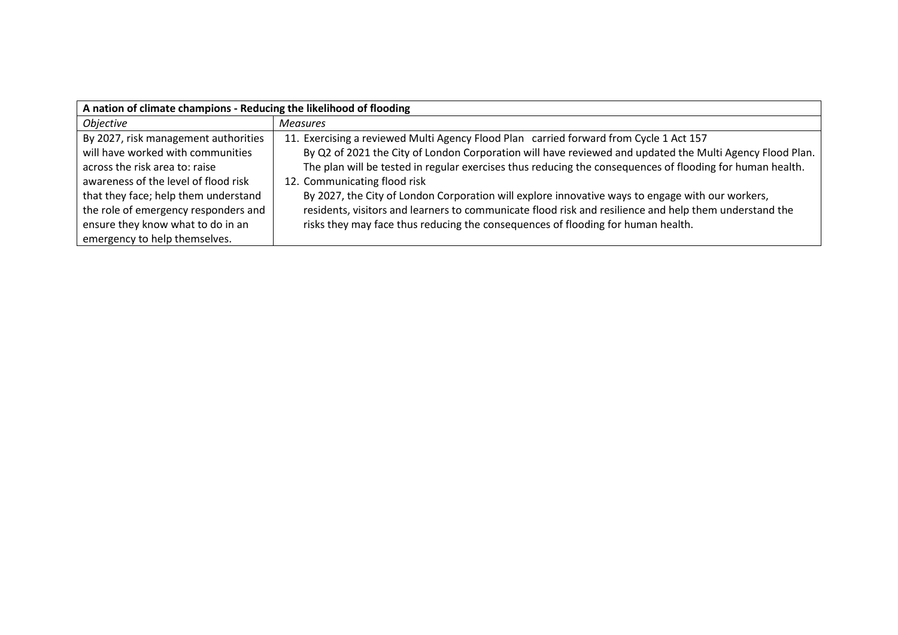| **A nation of climate champions - Reducing the likelihood of flooding** | |
|---|---|
| *Objective* | *Measures* |
| By 2027, risk management authorities will have worked with communities across the risk area to: raise awareness of the level of flood risk that they face; help them understand the role of emergency responders and ensure they know what to do in an emergency to help themselves. | 11. Exercising a reviewed Multi Agency Flood Plan carried forward from Cycle 1 Act 157<br>By Q2 of 2021 the City of London Corporation will have reviewed and updated the Multi Agency Flood Plan. The plan will be tested in regular exercises thus reducing the consequences of flooding for human health.<br>12. Communicating flood risk<br>By 2027, the City of London Corporation will explore innovative ways to engage with our workers, residents, visitors and learners to communicate flood risk and resilience and help them understand the risks they may face thus reducing the consequences of flooding for human health. |